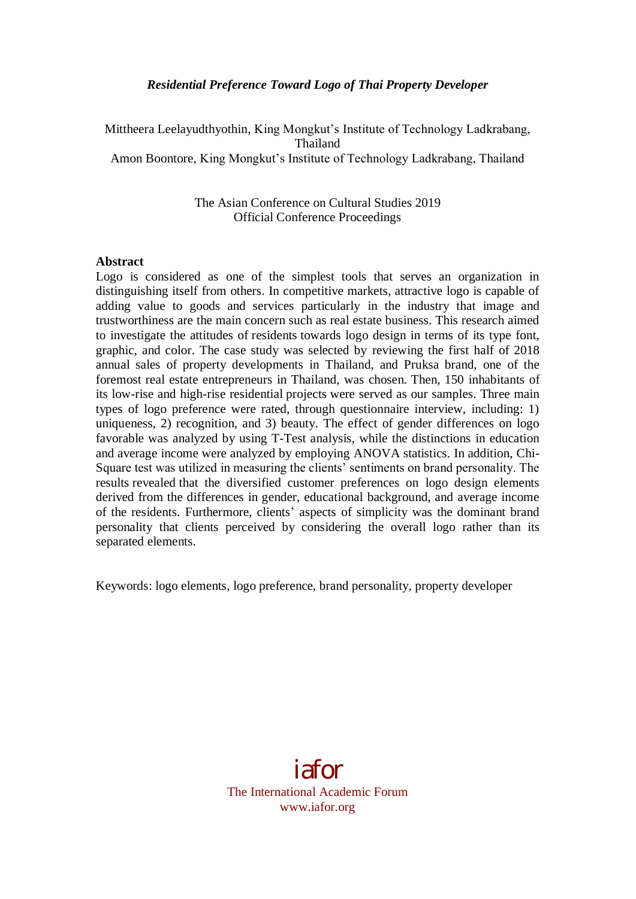# *Residential Preference Toward Logo of Thai Property Developer*

Mittheera Leelayudthyothin, King Mongkut's Institute of Technology Ladkrabang, Thailand
Amon Boontore, King Mongkut's Institute of Technology Ladkrabang, Thailand

The Asian Conference on Cultural Studies 2019
Official Conference Proceedings

## Abstract

Logo is considered as one of the simplest tools that serves an organization in distinguishing itself from others. In competitive markets, attractive logo is capable of adding value to goods and services particularly in the industry that image and trustworthiness are the main concern such as real estate business. This research aimed to investigate the attitudes of residents towards logo design in terms of its type font, graphic, and color. The case study was selected by reviewing the first half of 2018 annual sales of property developments in Thailand, and Pruksa brand, one of the foremost real estate entrepreneurs in Thailand, was chosen. Then, 150 inhabitants of its low-rise and high-rise residential projects were served as our samples. Three main types of logo preference were rated, through questionnaire interview, including: 1) uniqueness, 2) recognition, and 3) beauty. The effect of gender differences on logo favorable was analyzed by using T-Test analysis, while the distinctions in education and average income were analyzed by employing ANOVA statistics. In addition, Chi-Square test was utilized in measuring the clients' sentiments on brand personality. The results revealed that the diversified customer preferences on logo design elements derived from the differences in gender, educational background, and average income of the residents. Furthermore, clients' aspects of simplicity was the dominant brand personality that clients perceived by considering the overall logo rather than its separated elements.

Keywords: logo elements, logo preference, brand personality, property developer

iafor
The International Academic Forum
www.iafor.org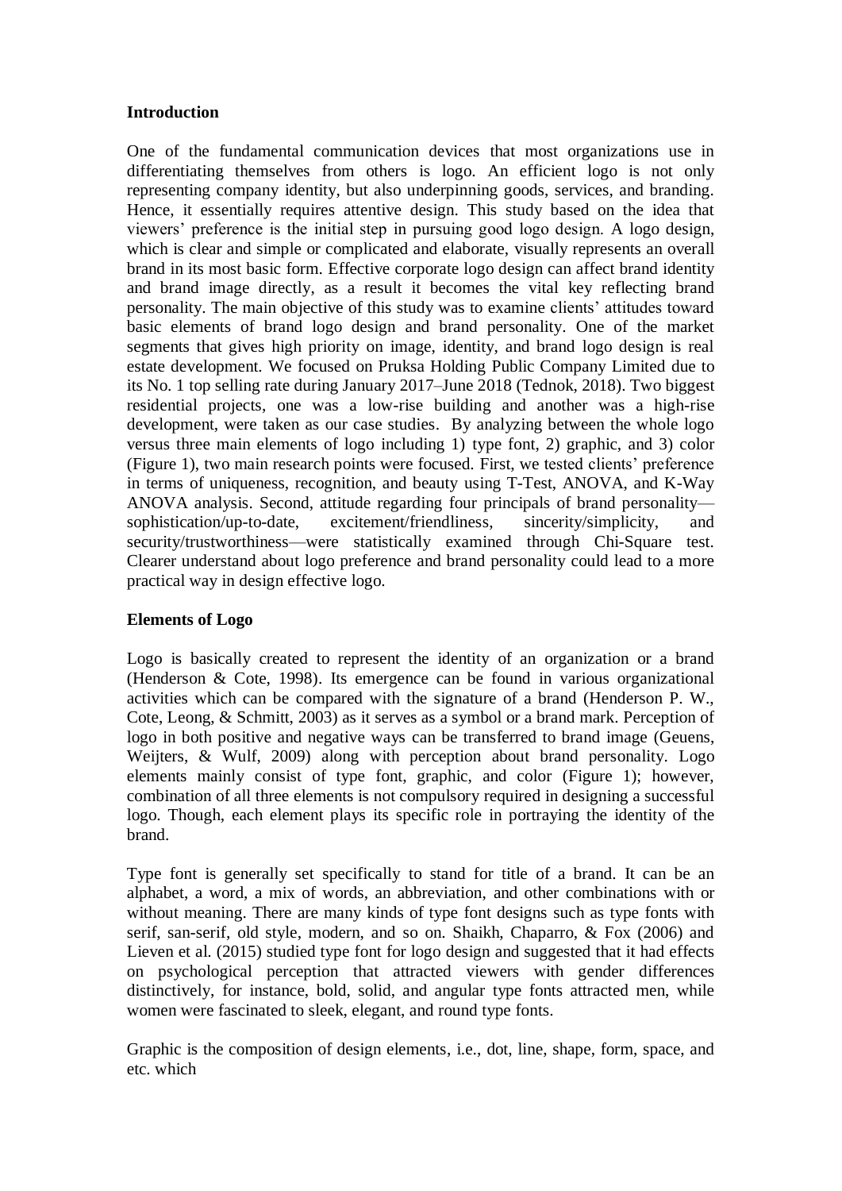**Introduction**

One of the fundamental communication devices that most organizations use in differentiating themselves from others is logo. An efficient logo is not only representing company identity, but also underpinning goods, services, and branding. Hence, it essentially requires attentive design. This study based on the idea that viewers' preference is the initial step in pursuing good logo design. A logo design, which is clear and simple or complicated and elaborate, visually represents an overall brand in its most basic form. Effective corporate logo design can affect brand identity and brand image directly, as a result it becomes the vital key reflecting brand personality. The main objective of this study was to examine clients' attitudes toward basic elements of brand logo design and brand personality. One of the market segments that gives high priority on image, identity, and brand logo design is real estate development. We focused on Pruksa Holding Public Company Limited due to its No. 1 top selling rate during January 2017–June 2018 (Tednok, 2018). Two biggest residential projects, one was a low-rise building and another was a high-rise development, were taken as our case studies. By analyzing between the whole logo versus three main elements of logo including 1) type font, 2) graphic, and 3) color (Figure 1), two main research points were focused. First, we tested clients' preference in terms of uniqueness, recognition, and beauty using T-Test, ANOVA, and K-Way ANOVA analysis. Second, attitude regarding four principals of brand personality—sophistication/up-to-date, excitement/friendliness, sincerity/simplicity, and security/trustworthiness—were statistically examined through Chi-Square test. Clearer understand about logo preference and brand personality could lead to a more practical way in design effective logo.

**Elements of Logo**

Logo is basically created to represent the identity of an organization or a brand (Henderson & Cote, 1998). Its emergence can be found in various organizational activities which can be compared with the signature of a brand (Henderson P. W., Cote, Leong, & Schmitt, 2003) as it serves as a symbol or a brand mark. Perception of logo in both positive and negative ways can be transferred to brand image (Geuens, Weijters, & Wulf, 2009) along with perception about brand personality. Logo elements mainly consist of type font, graphic, and color (Figure 1); however, combination of all three elements is not compulsory required in designing a successful logo. Though, each element plays its specific role in portraying the identity of the brand.

Type font is generally set specifically to stand for title of a brand. It can be an alphabet, a word, a mix of words, an abbreviation, and other combinations with or without meaning. There are many kinds of type font designs such as type fonts with serif, san-serif, old style, modern, and so on. Shaikh, Chaparro, & Fox (2006) and Lieven et al. (2015) studied type font for logo design and suggested that it had effects on psychological perception that attracted viewers with gender differences distinctively, for instance, bold, solid, and angular type fonts attracted men, while women were fascinated to sleek, elegant, and round type fonts.

Graphic is the composition of design elements, i.e., dot, line, shape, form, space, and etc. which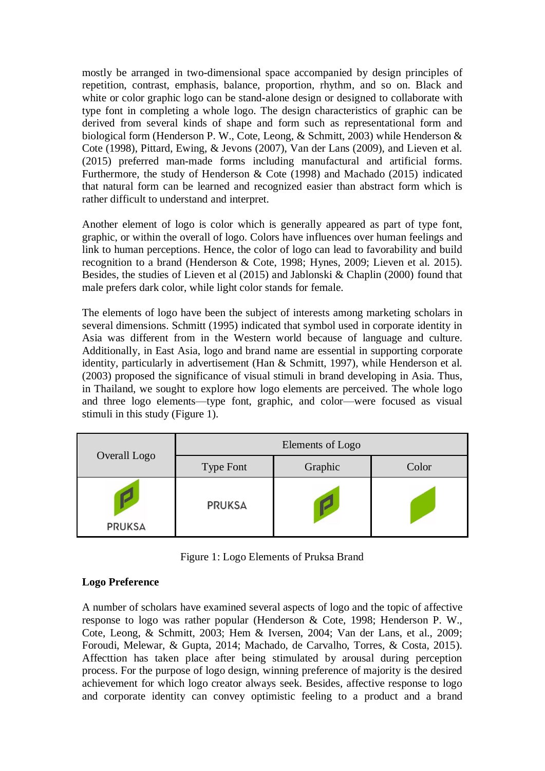mostly be arranged in two-dimensional space accompanied by design principles of repetition, contrast, emphasis, balance, proportion, rhythm, and so on. Black and white or color graphic logo can be stand-alone design or designed to collaborate with type font in completing a whole logo. The design characteristics of graphic can be derived from several kinds of shape and form such as representational form and biological form (Henderson P. W., Cote, Leong, & Schmitt, 2003) while Henderson & Cote (1998), Pittard, Ewing, & Jevons (2007), Van der Lans (2009), and Lieven et al. (2015) preferred man-made forms including manufactural and artificial forms. Furthermore, the study of Henderson & Cote (1998) and Machado (2015) indicated that natural form can be learned and recognized easier than abstract form which is rather difficult to understand and interpret.

Another element of logo is color which is generally appeared as part of type font, graphic, or within the overall of logo. Colors have influences over human feelings and link to human perceptions. Hence, the color of logo can lead to favorability and build recognition to a brand (Henderson & Cote, 1998; Hynes, 2009; Lieven et al. 2015). Besides, the studies of Lieven et al (2015) and Jablonski & Chaplin (2000) found that male prefers dark color, while light color stands for female.

The elements of logo have been the subject of interests among marketing scholars in several dimensions. Schmitt (1995) indicated that symbol used in corporate identity in Asia was different from in the Western world because of language and culture. Additionally, in East Asia, logo and brand name are essential in supporting corporate identity, particularly in advertisement (Han & Schmitt, 1997), while Henderson et al. (2003) proposed the significance of visual stimuli in brand developing in Asia. Thus, in Thailand, we sought to explore how logo elements are perceived. The whole logo and three logo elements—type font, graphic, and color—were focused as visual stimuli in this study (Figure 1).

| Overall Logo | Elements of Logo | | |
|---|---|---|---|
| | Type Font | Graphic | Color |
| PRUKSA | PRUKSA | | |

Figure 1: Logo Elements of Pruksa Brand

**Logo Preference**

A number of scholars have examined several aspects of logo and the topic of affective response to logo was rather popular (Henderson & Cote, 1998; Henderson P. W., Cote, Leong, & Schmitt, 2003; Hem & Iversen, 2004; Van der Lans, et al., 2009; Foroudi, Melewar, & Gupta, 2014; Machado, de Carvalho, Torres, & Costa, 2015). Affecttion has taken place after being stimulated by arousal during perception process. For the purpose of logo design, winning preference of majority is the desired achievement for which logo creator always seek. Besides, affective response to logo and corporate identity can convey optimistic feeling to a product and a brand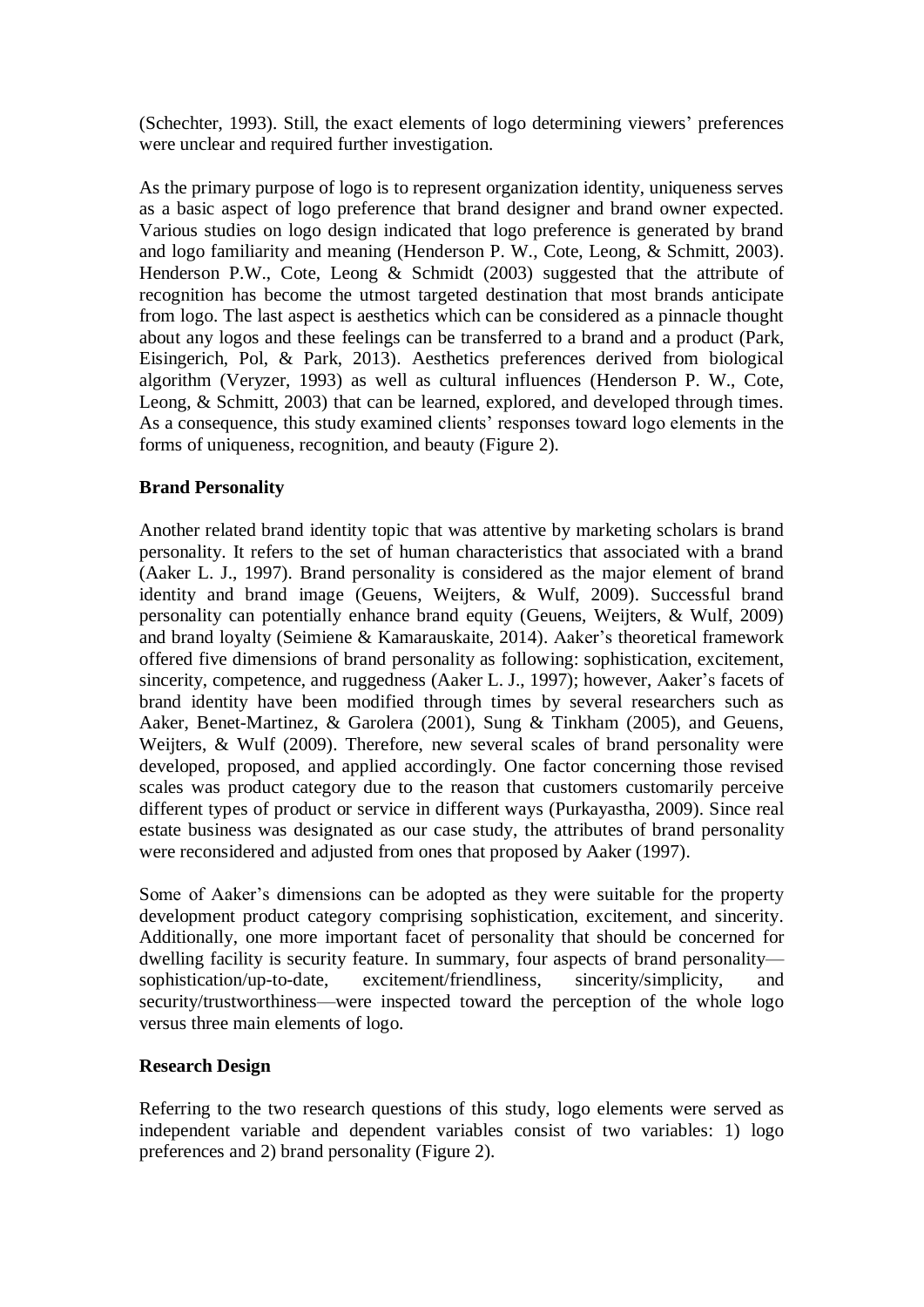(Schechter, 1993). Still, the exact elements of logo determining viewers' preferences were unclear and required further investigation.

As the primary purpose of logo is to represent organization identity, uniqueness serves as a basic aspect of logo preference that brand designer and brand owner expected. Various studies on logo design indicated that logo preference is generated by brand and logo familiarity and meaning (Henderson P. W., Cote, Leong, & Schmitt, 2003). Henderson P.W., Cote, Leong & Schmidt (2003) suggested that the attribute of recognition has become the utmost targeted destination that most brands anticipate from logo. The last aspect is aesthetics which can be considered as a pinnacle thought about any logos and these feelings can be transferred to a brand and a product (Park, Eisingerich, Pol, & Park, 2013). Aesthetics preferences derived from biological algorithm (Veryzer, 1993) as well as cultural influences (Henderson P. W., Cote, Leong, & Schmitt, 2003) that can be learned, explored, and developed through times. As a consequence, this study examined clients' responses toward logo elements in the forms of uniqueness, recognition, and beauty (Figure 2).

**Brand Personality**

Another related brand identity topic that was attentive by marketing scholars is brand personality. It refers to the set of human characteristics that associated with a brand (Aaker L. J., 1997). Brand personality is considered as the major element of brand identity and brand image (Geuens, Weijters, & Wulf, 2009). Successful brand personality can potentially enhance brand equity (Geuens, Weijters, & Wulf, 2009) and brand loyalty (Seimiene & Kamarauskaite, 2014). Aaker's theoretical framework offered five dimensions of brand personality as following: sophistication, excitement, sincerity, competence, and ruggedness (Aaker L. J., 1997); however, Aaker's facets of brand identity have been modified through times by several researchers such as Aaker, Benet-Martinez, & Garolera (2001), Sung & Tinkham (2005), and Geuens, Weijters, & Wulf (2009). Therefore, new several scales of brand personality were developed, proposed, and applied accordingly. One factor concerning those revised scales was product category due to the reason that customers customarily perceive different types of product or service in different ways (Purkayastha, 2009). Since real estate business was designated as our case study, the attributes of brand personality were reconsidered and adjusted from ones that proposed by Aaker (1997).

Some of Aaker's dimensions can be adopted as they were suitable for the property development product category comprising sophistication, excitement, and sincerity. Additionally, one more important facet of personality that should be concerned for dwelling facility is security feature. In summary, four aspects of brand personality—sophistication/up-to-date, excitement/friendliness, sincerity/simplicity, and security/trustworthiness—were inspected toward the perception of the whole logo versus three main elements of logo.

**Research Design**

Referring to the two research questions of this study, logo elements were served as independent variable and dependent variables consist of two variables: 1) logo preferences and 2) brand personality (Figure 2).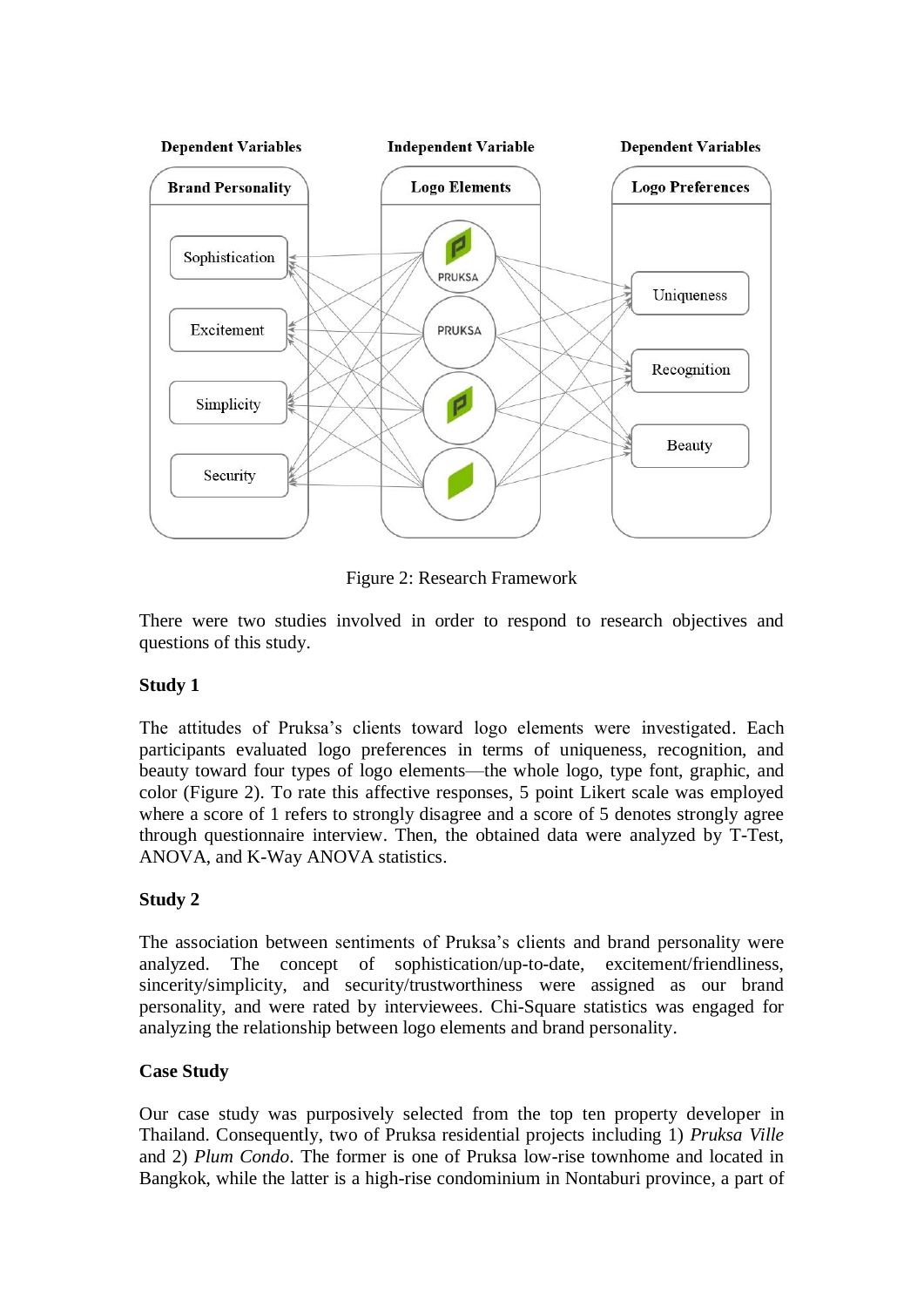Dependent Variables | Independent Variable | Dependent Variables

Brand Personality: Sophistication, Excitement, Simplicity, Security

Logo Elements: PRUKSA

Logo Preferences: Uniqueness, Recognition, Beauty

Figure 2: Research Framework

There were two studies involved in order to respond to research objectives and questions of this study.

**Study 1**

The attitudes of Pruksa's clients toward logo elements were investigated. Each participants evaluated logo preferences in terms of uniqueness, recognition, and beauty toward four types of logo elements—the whole logo, type font, graphic, and color (Figure 2). To rate this affective responses, 5 point Likert scale was employed where a score of 1 refers to strongly disagree and a score of 5 denotes strongly agree through questionnaire interview. Then, the obtained data were analyzed by T-Test, ANOVA, and K-Way ANOVA statistics.

**Study 2**

The association between sentiments of Pruksa's clients and brand personality were analyzed. The concept of sophistication/up-to-date, excitement/friendliness, sincerity/simplicity, and security/trustworthiness were assigned as our brand personality, and were rated by interviewees. Chi-Square statistics was engaged for analyzing the relationship between logo elements and brand personality.

**Case Study**

Our case study was purposively selected from the top ten property developer in Thailand. Consequently, two of Pruksa residential projects including 1) *Pruksa Ville* and 2) *Plum Condo*. The former is one of Pruksa low-rise townhome and located in Bangkok, while the latter is a high-rise condominium in Nontaburi province, a part of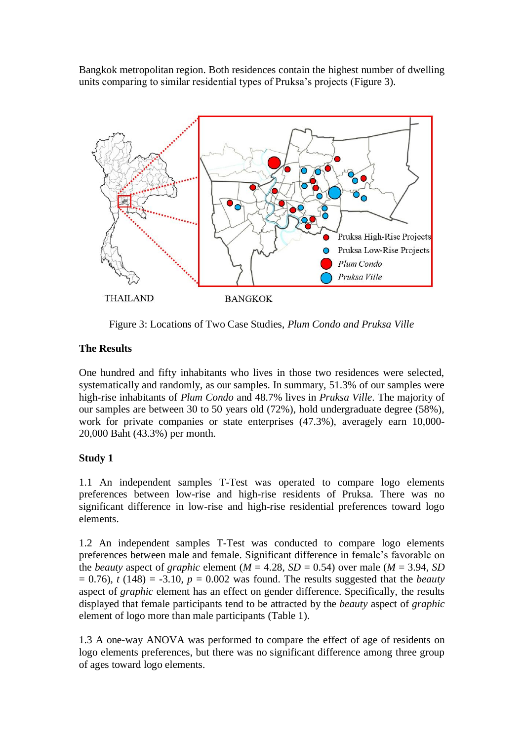Bangkok metropolitan region. Both residences contain the highest number of dwelling units comparing to similar residential types of Pruksa's projects (Figure 3).

Figure 3: Locations of Two Case Studies, *Plum Condo and Pruksa Ville*

**The Results**

One hundred and fifty inhabitants who lives in those two residences were selected, systematically and randomly, as our samples. In summary, 51.3% of our samples were high-rise inhabitants of *Plum Condo* and 48.7% lives in *Pruksa Ville*. The majority of our samples are between 30 to 50 years old (72%), hold undergraduate degree (58%), work for private companies or state enterprises (47.3%), averagely earn 10,000-20,000 Baht (43.3%) per month.

**Study 1**

1.1 An independent samples T-Test was operated to compare logo elements preferences between low-rise and high-rise residents of Pruksa. There was no significant difference in low-rise and high-rise residential preferences toward logo elements.

1.2 An independent samples T-Test was conducted to compare logo elements preferences between male and female. Significant difference in female's favorable on the *beauty* aspect of *graphic* element ($M$ = 4.28, $SD$ = 0.54) over male ($M$ = 3.94, $SD$ = 0.76), $t$ (148) = -3.10, $p$ = 0.002 was found. The results suggested that the *beauty* aspect of *graphic* element has an effect on gender difference. Specifically, the results displayed that female participants tend to be attracted by the *beauty* aspect of *graphic* element of logo more than male participants (Table 1).

1.3 A one-way ANOVA was performed to compare the effect of age of residents on logo elements preferences, but there was no significant difference among three group of ages toward logo elements.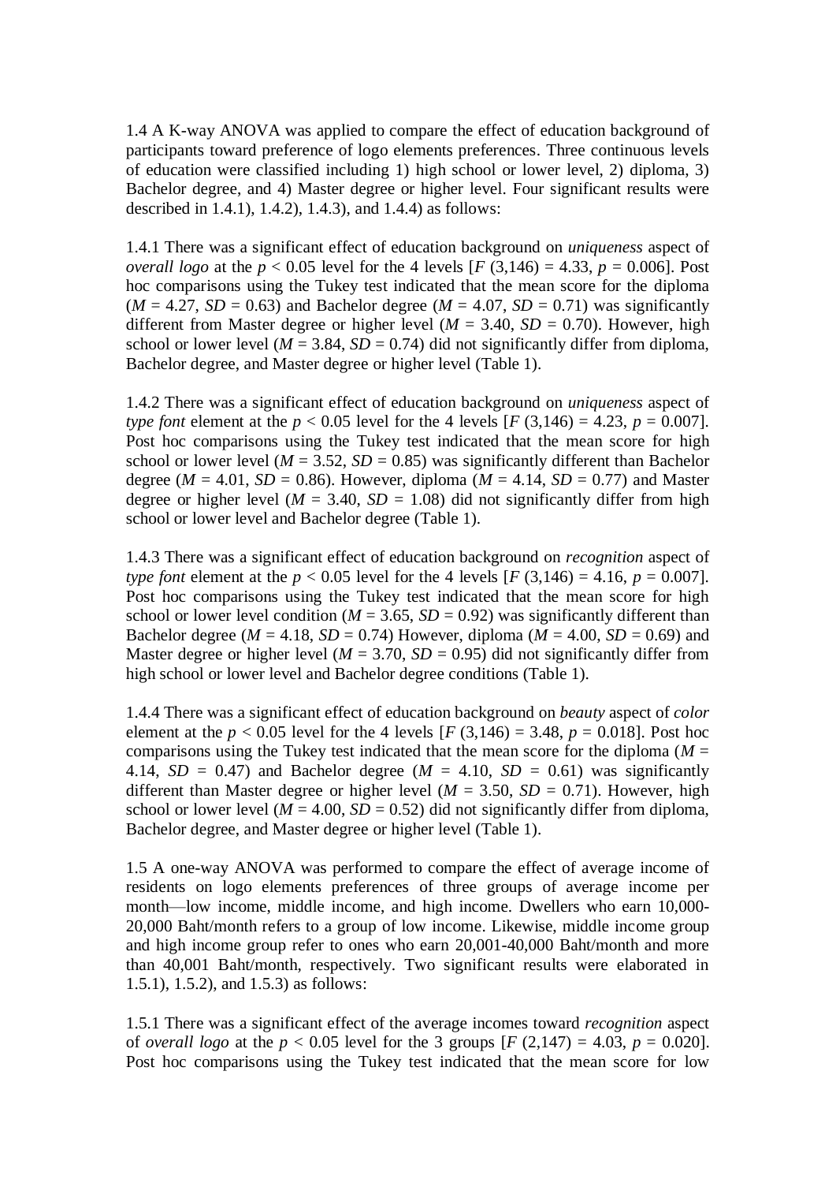1.4 A K-way ANOVA was applied to compare the effect of education background of participants toward preference of logo elements preferences. Three continuous levels of education were classified including 1) high school or lower level, 2) diploma, 3) Bachelor degree, and 4) Master degree or higher level. Four significant results were described in 1.4.1), 1.4.2), 1.4.3), and 1.4.4) as follows:

1.4.1 There was a significant effect of education background on *uniqueness* aspect of *overall logo* at the $p < 0.05$ level for the 4 levels [$F$ (3,146) = 4.33, $p$ = 0.006]. Post hoc comparisons using the Tukey test indicated that the mean score for the diploma ($M$ = 4.27, $SD$ = 0.63) and Bachelor degree ($M$ = 4.07, $SD$ = 0.71) was significantly different from Master degree or higher level ($M$ = 3.40, $SD$ = 0.70). However, high school or lower level ($M$ = 3.84, $SD$ = 0.74) did not significantly differ from diploma, Bachelor degree, and Master degree or higher level (Table 1).

1.4.2 There was a significant effect of education background on *uniqueness* aspect of *type font* element at the $p < 0.05$ level for the 4 levels [$F$ (3,146) = 4.23, $p$ = 0.007]. Post hoc comparisons using the Tukey test indicated that the mean score for high school or lower level ($M$ = 3.52, $SD$ = 0.85) was significantly different than Bachelor degree ($M$ = 4.01, $SD$ = 0.86). However, diploma ($M$ = 4.14, $SD$ = 0.77) and Master degree or higher level ($M$ = 3.40, $SD$ = 1.08) did not significantly differ from high school or lower level and Bachelor degree (Table 1).

1.4.3 There was a significant effect of education background on *recognition* aspect of *type font* element at the $p < 0.05$ level for the 4 levels [$F$ (3,146) = 4.16, $p$ = 0.007]. Post hoc comparisons using the Tukey test indicated that the mean score for high school or lower level condition ($M$ = 3.65, $SD$ = 0.92) was significantly different than Bachelor degree ($M$ = 4.18, $SD$ = 0.74) However, diploma ($M$ = 4.00, $SD$ = 0.69) and Master degree or higher level ($M$ = 3.70, $SD$ = 0.95) did not significantly differ from high school or lower level and Bachelor degree conditions (Table 1).

1.4.4 There was a significant effect of education background on *beauty* aspect of *color* element at the $p < 0.05$ level for the 4 levels [$F$ (3,146) = 3.48, $p$ = 0.018]. Post hoc comparisons using the Tukey test indicated that the mean score for the diploma ($M$ = 4.14, $SD$ = 0.47) and Bachelor degree ($M$ = 4.10, $SD$ = 0.61) was significantly different than Master degree or higher level ($M$ = 3.50, $SD$ = 0.71). However, high school or lower level ($M$ = 4.00, $SD$ = 0.52) did not significantly differ from diploma, Bachelor degree, and Master degree or higher level (Table 1).

1.5 A one-way ANOVA was performed to compare the effect of average income of residents on logo elements preferences of three groups of average income per month—low income, middle income, and high income. Dwellers who earn 10,000-20,000 Baht/month refers to a group of low income. Likewise, middle income group and high income group refer to ones who earn 20,001-40,000 Baht/month and more than 40,001 Baht/month, respectively. Two significant results were elaborated in 1.5.1), 1.5.2), and 1.5.3) as follows:

1.5.1 There was a significant effect of the average incomes toward *recognition* aspect of *overall logo* at the $p < 0.05$ level for the 3 groups [$F$ (2,147) = 4.03, $p$ = 0.020]. Post hoc comparisons using the Tukey test indicated that the mean score for low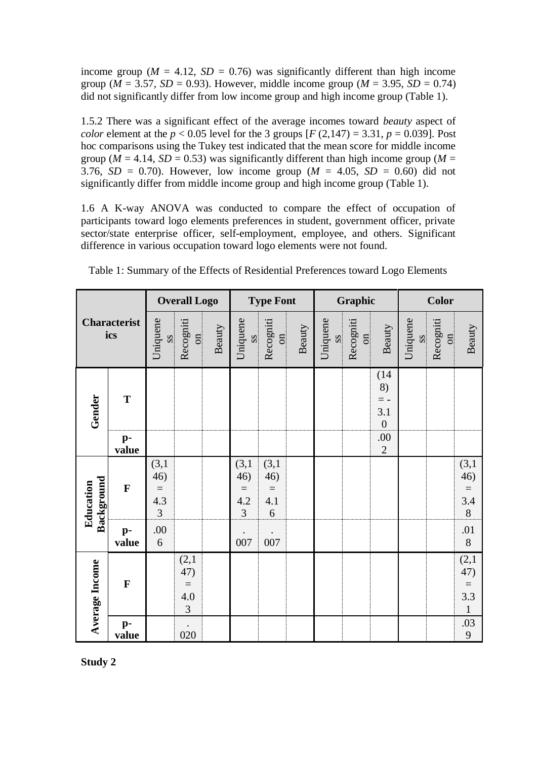income group ($M$ = 4.12, $SD$ = 0.76) was significantly different than high income group ($M$ = 3.57, $SD$ = 0.93). However, middle income group ($M$ = 3.95, $SD$ = 0.74) did not significantly differ from low income group and high income group (Table 1).

1.5.2 There was a significant effect of the average incomes toward *beauty* aspect of *color* element at the $p < 0.05$ level for the 3 groups [$F$ (2,147) = 3.31, $p$ = 0.039]. Post hoc comparisons using the Tukey test indicated that the mean score for middle income group ($M$ = 4.14, $SD$ = 0.53) was significantly different than high income group ($M$ = 3.76, $SD$ = 0.70). However, low income group ($M$ = 4.05, $SD$ = 0.60) did not significantly differ from middle income group and high income group (Table 1).

1.6 A K-way ANOVA was conducted to compare the effect of occupation of participants toward logo elements preferences in student, government officer, private sector/state enterprise officer, self-employment, employee, and others. Significant difference in various occupation toward logo elements were not found.

Table 1: Summary of the Effects of Residential Preferences toward Logo Elements

| Characteristics | | Overall Logo | | | Type Font | | | Graphic | | | Color | | |
|---|---|---|---|---|---|---|---|---|---|---|---|---|---|
| | | Uniqueness | Recognition | Beauty | Uniqueness | Recognition | Beauty | Uniqueness | Recognition | Beauty | Uniqueness | Recognition | Beauty |
| **Gender** | **T** | | | | | | | | | (148) = -3.10 | | | |
| | **p-value** | | | | | | | | | .002 | | | |
| **Education Background** | **F** | (3,146) = 4.33 | | | (3,146) = 4.23 | (3,146) = 4.16 | | | | | | | (3,146) = 3.48 |
| | **p-value** | .006 | | | .007 | .007 | | | | | | | .018 |
| **Average Income** | **F** | | (2,147) = 4.03 | | | | | | | | | | (2,147) = 3.31 |
| | **p-value** | | .020 | | | | | | | | | | .039 |

**Study 2**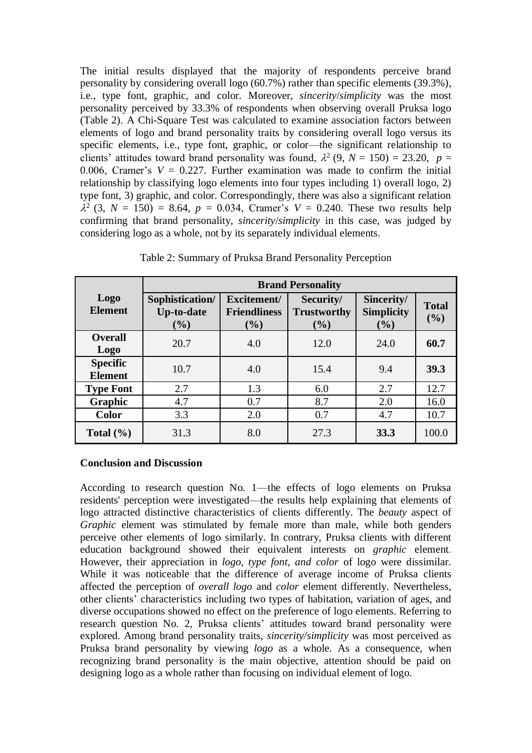The initial results displayed that the majority of respondents perceive brand personality by considering overall logo (60.7%) rather than specific elements (39.3%), i.e., type font, graphic, and color. Moreover, *sincerity*/*simplicity* was the most personality perceived by 33.3% of respondents when observing overall Pruksa logo (Table 2). A Chi-Square Test was calculated to examine association factors between elements of logo and brand personality traits by considering overall logo versus its specific elements, i.e., type font, graphic, or color—the significant relationship to clients' attitudes toward brand personality was found, $\lambda^2$ (9, $N$ = 150) = 23.20, $p$ = 0.006, Cramer's $V$ = 0.227. Further examination was made to confirm the initial relationship by classifying logo elements into four types including 1) overall logo, 2) type font, 3) graphic, and color. Correspondingly, there was also a significant relation $\lambda^2$ (3, $N$ = 150) = 8.64, $p$ = 0.034, Cramer's $V$ = 0.240. These two results help confirming that brand personality, *sincerity*/*simplicity* in this case, was judged by considering logo as a whole, not by its separately individual elements.

Table 2: Summary of Pruksa Brand Personality Perception

| Logo Element | Brand Personality | | | | |
|---|---|---|---|---|---|
| | Sophistication/ Up-to-date (%) | Excitement/ Friendliness (%) | Security/ Trustworthy (%) | Sincerity/ Simplicity (%) | Total (%) |
| **Overall Logo** | 20.7 | 4.0 | 12.0 | 24.0 | **60.7** |
| **Specific Element** | 10.7 | 4.0 | 15.4 | 9.4 | **39.3** |
| **Type Font** | 2.7 | 1.3 | 6.0 | 2.7 | 12.7 |
| **Graphic** | 4.7 | 0.7 | 8.7 | 2.0 | 16.0 |
| **Color** | 3.3 | 2.0 | 0.7 | 4.7 | 10.7 |
| **Total (%)** | 31.3 | 8.0 | 27.3 | **33.3** | 100.0 |

**Conclusion and Discussion**

According to research question No. 1—the effects of logo elements on Pruksa residents' perception were investigated—the results help explaining that elements of logo attracted distinctive characteristics of clients differently. The *beauty* aspect of *Graphic* element was stimulated by female more than male, while both genders perceive other elements of logo similarly. In contrary, Pruksa clients with different education background showed their equivalent interests on *graphic* element. However, their appreciation in *logo, type font, and color* of logo were dissimilar. While it was noticeable that the difference of average income of Pruksa clients affected the perception of *overall logo* and *color* element differently. Nevertheless, other clients' characteristics including two types of habitation, variation of ages, and diverse occupations showed no effect on the preference of logo elements. Referring to research question No. 2, Pruksa clients' attitudes toward brand personality were explored. Among brand personality traits, *sincerity/simplicity* was most perceived as Pruksa brand personality by viewing *logo* as a whole. As a consequence, when recognizing brand personality is the main objective, attention should be paid on designing logo as a whole rather than focusing on individual element of logo.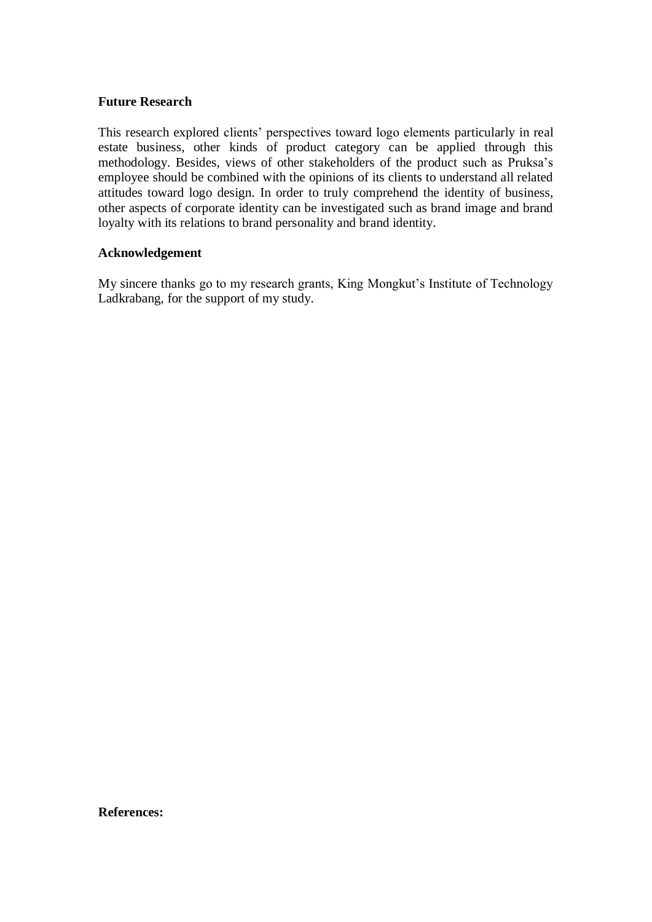## Future Research

This research explored clients' perspectives toward logo elements particularly in real estate business, other kinds of product category can be applied through this methodology. Besides, views of other stakeholders of the product such as Pruksa's employee should be combined with the opinions of its clients to understand all related attitudes toward logo design. In order to truly comprehend the identity of business, other aspects of corporate identity can be investigated such as brand image and brand loyalty with its relations to brand personality and brand identity.

## Acknowledgement

My sincere thanks go to my research grants, King Mongkut's Institute of Technology Ladkrabang, for the support of my study.

## References: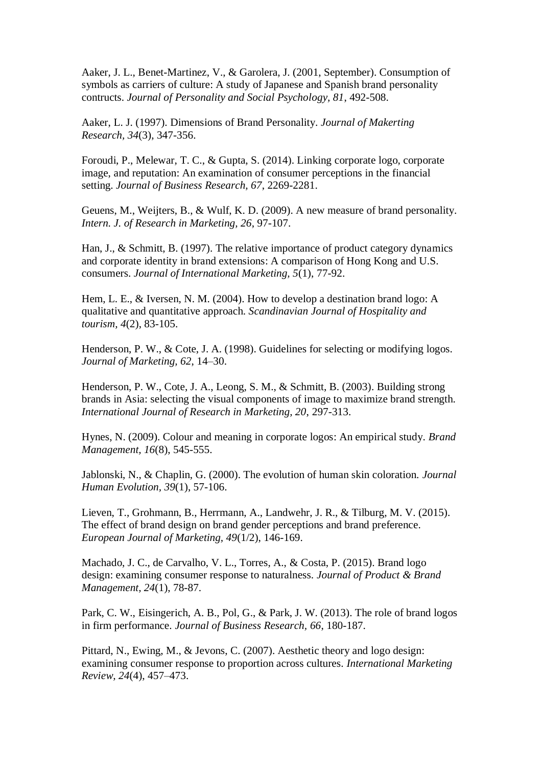Aaker, J. L., Benet-Martinez, V., & Garolera, J. (2001, September). Consumption of symbols as carriers of culture: A study of Japanese and Spanish brand personality contructs. *Journal of Personality and Social Psychology, 81*, 492-508.

Aaker, L. J. (1997). Dimensions of Brand Personality. *Journal of Makerting Research, 34*(3), 347-356.

Foroudi, P., Melewar, T. C., & Gupta, S. (2014). Linking corporate logo, corporate image, and reputation: An examination of consumer perceptions in the financial setting. *Journal of Business Research, 67*, 2269-2281.

Geuens, M., Weijters, B., & Wulf, K. D. (2009). A new measure of brand personality. *Intern. J. of Research in Marketing, 26*, 97-107.

Han, J., & Schmitt, B. (1997). The relative importance of product category dynamics and corporate identity in brand extensions: A comparison of Hong Kong and U.S. consumers. *Journal of International Marketing, 5*(1), 77-92.

Hem, L. E., & Iversen, N. M. (2004). How to develop a destination brand logo: A qualitative and quantitative approach. *Scandinavian Journal of Hospitality and tourism, 4*(2), 83-105.

Henderson, P. W., & Cote, J. A. (1998). Guidelines for selecting or modifying logos. *Journal of Marketing, 62*, 14–30.

Henderson, P. W., Cote, J. A., Leong, S. M., & Schmitt, B. (2003). Building strong brands in Asia: selecting the visual components of image to maximize brand strength. *International Journal of Research in Marketing, 20*, 297-313.

Hynes, N. (2009). Colour and meaning in corporate logos: An empirical study. *Brand Management, 16*(8), 545-555.

Jablonski, N., & Chaplin, G. (2000). The evolution of human skin coloration. *Journal Human Evolution, 39*(1), 57-106.

Lieven, T., Grohmann, B., Herrmann, A., Landwehr, J. R., & Tilburg, M. V. (2015). The effect of brand design on brand gender perceptions and brand preference. *European Journal of Marketing, 49*(1/2), 146-169.

Machado, J. C., de Carvalho, V. L., Torres, A., & Costa, P. (2015). Brand logo design: examining consumer response to naturalness. *Journal of Product & Brand Management, 24*(1), 78-87.

Park, C. W., Eisingerich, A. B., Pol, G., & Park, J. W. (2013). The role of brand logos in firm performance. *Journal of Business Research, 66*, 180-187.

Pittard, N., Ewing, M., & Jevons, C. (2007). Aesthetic theory and logo design: examining consumer response to proportion across cultures. *International Marketing Review, 24*(4), 457–473.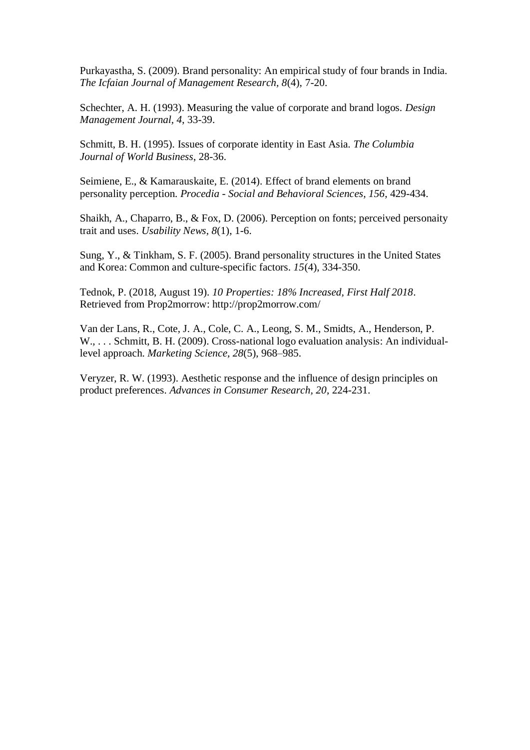Purkayastha, S. (2009). Brand personality: An empirical study of four brands in India. *The Icfaian Journal of Management Research, 8*(4), 7-20.

Schechter, A. H. (1993). Measuring the value of corporate and brand logos. *Design Management Journal*, *4*, 33-39.

Schmitt, B. H. (1995). Issues of corporate identity in East Asia. *The Columbia Journal of World Business*, 28-36.

Seimiene, E., & Kamarauskaite, E. (2014). Effect of brand elements on brand personality perception. *Procedia - Social and Behavioral Sciences, 156*, 429-434.

Shaikh, A., Chaparro, B., & Fox, D. (2006). Perception on fonts; perceived personaity trait and uses. *Usability News, 8*(1), 1-6.

Sung, Y., & Tinkham, S. F. (2005). Brand personality structures in the United States and Korea: Common and culture-specific factors. *15*(4), 334-350.

Tednok, P. (2018, August 19). *10 Properties: 18% Increased, First Half 2018*. Retrieved from Prop2morrow: http://prop2morrow.com/

Van der Lans, R., Cote, J. A., Cole, C. A., Leong, S. M., Smidts, A., Henderson, P. W., . . . Schmitt, B. H. (2009). Cross-national logo evaluation analysis: An individual-level approach. *Marketing Science, 28*(5), 968–985.

Veryzer, R. W. (1993). Aesthetic response and the influence of design principles on product preferences. *Advances in Consumer Research, 20*, 224-231.